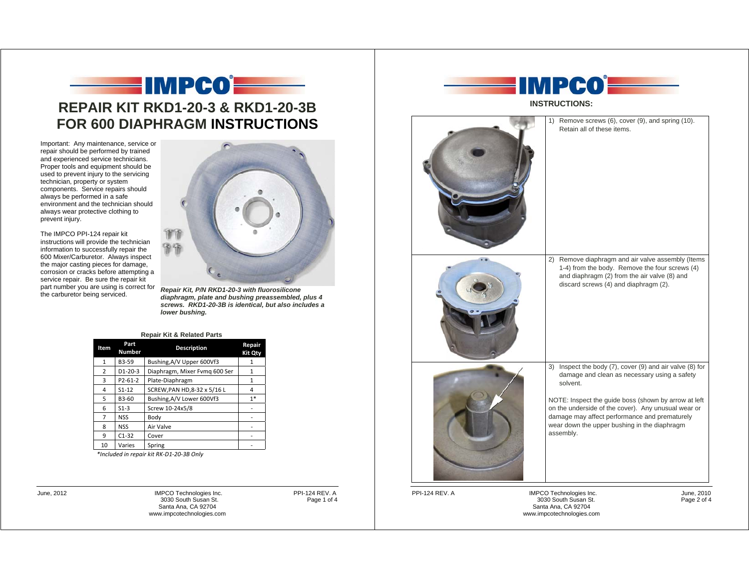# REPAIR KIT RKD1-20-3 & RKD1-20-3B FOR 600 DIAPHRAGM INSTRUCTIONS

Important: Any maintenance, service or repair should be performed by trained and experienced service technicians. Proper tools and equipment should be used to prevent injury to the servicing technician, property or system components. Service repairs should always be performed in a safe environment and the technician should always wear protective clothing to prevent injury.

The IMPCO PPI-124 repair kit instructions will provide the technician information to successfully repair the 600 Mixer/Carburetor. Always inspect the major casting pieces for damage, corrosion or cracks before attempting a service repair. Be sure the repair kit part number you are using is correct for the carburetor being serviced.

***Repair Kit, P/N RKD1-20-3 with fluorosilicone diaphragm, plate and bushing preassembled, plus 4 screws. RKD1-20-3B is identical, but also includes a lower bushing.***

**Repair Kit & Related Parts**

| Item | Part Number | Description | Repair Kit Qty |
|---|---|---|---|
| 1 | B3-59 | Bushing,A/V Upper 600Vf3 | 1 |
| 2 | D1-20-3 | Diaphragm, Mixer Fvmq 600 Ser | 1 |
| 3 | P2-61-2 | Plate-Diaphragm | 1 |
| 4 | S1-12 | SCREW,PAN HD,8-32 x 5/16 L | 4 |
| 5 | B3-60 | Bushing,A/V Lower 600Vf3 | 1* |
| 6 | S1-3 | Screw 10-24x5/8 | - |
| 7 | NSS | Body | - |
| 8 | NSS | Air Valve | - |
| 9 | C1-32 | Cover | - |
| 10 | Varies | Spring | - |

*\*Included in repair kit RK-D1-20-3B Only*

**INSTRUCTIONS:**

1) Remove screws (6), cover (9), and spring (10). Retain all of these items.

2) Remove diaphragm and air valve assembly (Items 1-4) from the body. Remove the four screws (4) and diaphragm (2) from the air valve (8) and discard screws (4) and diaphragm (2).

3) Inspect the body (7), cover (9) and air valve (8) for damage and clean as necessary using a safety solvent.

NOTE: Inspect the guide boss (shown by arrow at left on the underside of the cover). Any unusual wear or damage may affect performance and prematurely wear down the upper bushing in the diaphragm assembly.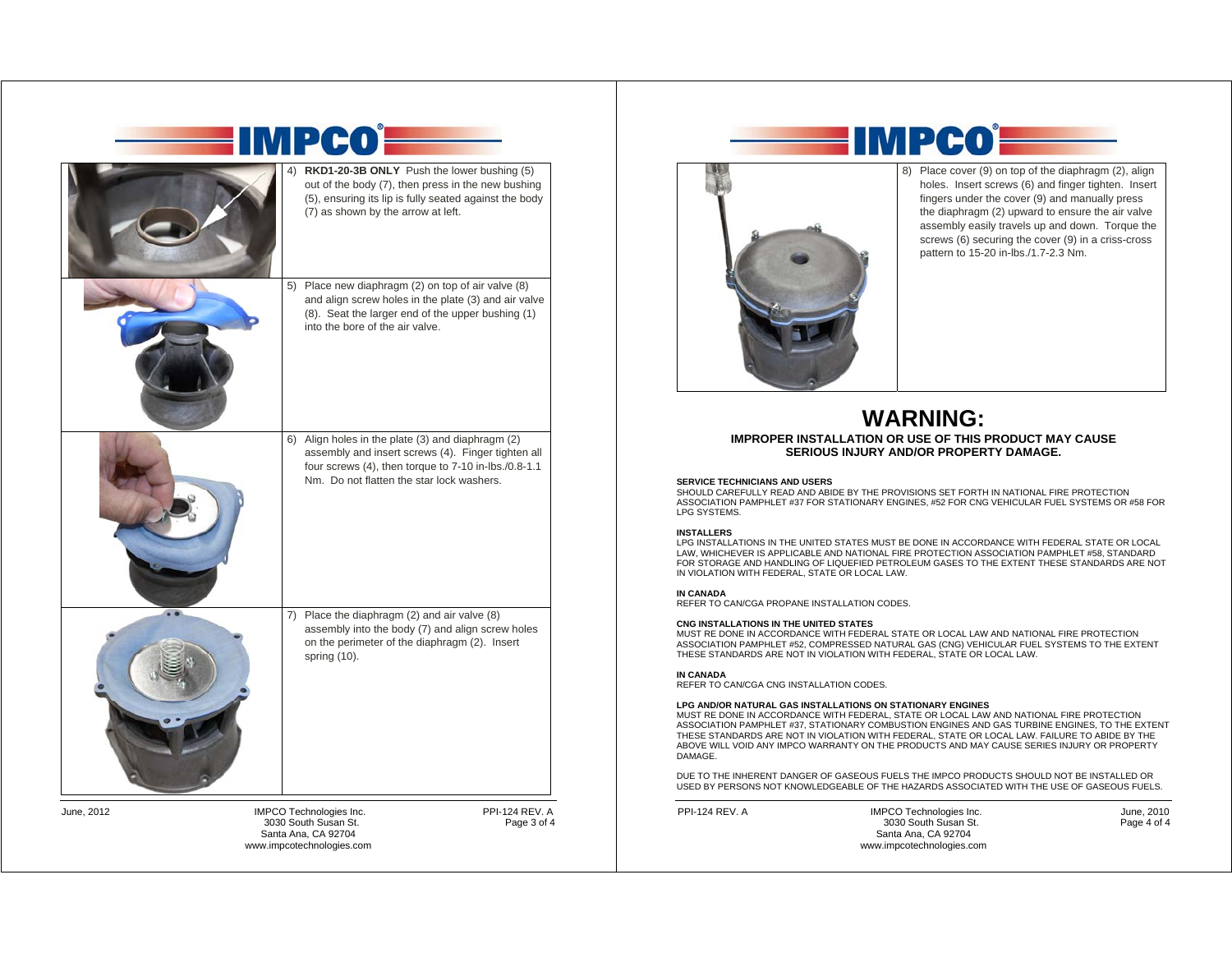4) **RKD1-20-3B ONLY** Push the lower bushing (5) out of the body (7), then press in the new bushing (5), ensuring its lip is fully seated against the body (7) as shown by the arrow at left.

5) Place new diaphragm (2) on top of air valve (8) and align screw holes in the plate (3) and air valve (8). Seat the larger end of the upper bushing (1) into the bore of the air valve.

6) Align holes in the plate (3) and diaphragm (2) assembly and insert screws (4). Finger tighten all four screws (4), then torque to 7-10 in-lbs./0.8-1.1 Nm. Do not flatten the star lock washers.

7) Place the diaphragm (2) and air valve (8) assembly into the body (7) and align screw holes on the perimeter of the diaphragm (2). Insert spring (10).

8) Place cover (9) on top of the diaphragm (2), align holes. Insert screws (6) and finger tighten. Insert fingers under the cover (9) and manually press the diaphragm (2) upward to ensure the air valve assembly easily travels up and down. Torque the screws (6) securing the cover (9) in a criss-cross pattern to 15-20 in-lbs./1.7-2.3 Nm.

# WARNING:

**IMPROPER INSTALLATION OR USE OF THIS PRODUCT MAY CAUSE SERIOUS INJURY AND/OR PROPERTY DAMAGE.**

**SERVICE TECHNICIANS AND USERS**

SHOULD CAREFULLY READ AND ABIDE BY THE PROVISIONS SET FORTH IN NATIONAL FIRE PROTECTION ASSOCIATION PAMPHLET #37 FOR STATIONARY ENGINES, #52 FOR CNG VEHICULAR FUEL SYSTEMS OR #58 FOR LPG SYSTEMS.

**INSTALLERS**

LPG INSTALLATIONS IN THE UNITED STATES MUST BE DONE IN ACCORDANCE WITH FEDERAL STATE OR LOCAL LAW, WHICHEVER IS APPLICABLE AND NATIONAL FIRE PROTECTION ASSOCIATION PAMPHLET #58, STANDARD FOR STORAGE AND HANDLING OF LIQUEFIED PETROLEUM GASES TO THE EXTENT THESE STANDARDS ARE NOT IN VIOLATION WITH FEDERAL, STATE OR LOCAL LAW.

**IN CANADA**

REFER TO CAN/CGA PROPANE INSTALLATION CODES.

**CNG INSTALLATIONS IN THE UNITED STATES**

MUST RE DONE IN ACCORDANCE WITH FEDERAL STATE OR LOCAL LAW AND NATIONAL FIRE PROTECTION ASSOCIATION PAMPHLET #52, COMPRESSED NATURAL GAS (CNG) VEHICULAR FUEL SYSTEMS TO THE EXTENT THESE STANDARDS ARE NOT IN VIOLATION WITH FEDERAL, STATE OR LOCAL LAW.

**IN CANADA**

REFER TO CAN/CGA CNG INSTALLATION CODES.

**LPG AND/OR NATURAL GAS INSTALLATIONS ON STATIONARY ENGINES**

MUST RE DONE IN ACCORDANCE WITH FEDERAL, STATE OR LOCAL LAW AND NATIONAL FIRE PROTECTION ASSOCIATION PAMPHLET #37, STATIONARY COMBUSTION ENGINES AND GAS TURBINE ENGINES, TO THE EXTENT THESE STANDARDS ARE NOT IN VIOLATION WITH FEDERAL, STATE OR LOCAL LAW. FAILURE TO ABIDE BY THE ABOVE WILL VOID ANY IMPCO WARRANTY ON THE PRODUCTS AND MAY CAUSE SERIES INJURY OR PROPERTY DAMAGE.

DUE TO THE INHERENT DANGER OF GASEOUS FUELS THE IMPCO PRODUCTS SHOULD NOT BE INSTALLED OR USED BY PERSONS NOT KNOWLEDGEABLE OF THE HAZARDS ASSOCIATED WITH THE USE OF GASEOUS FUELS.